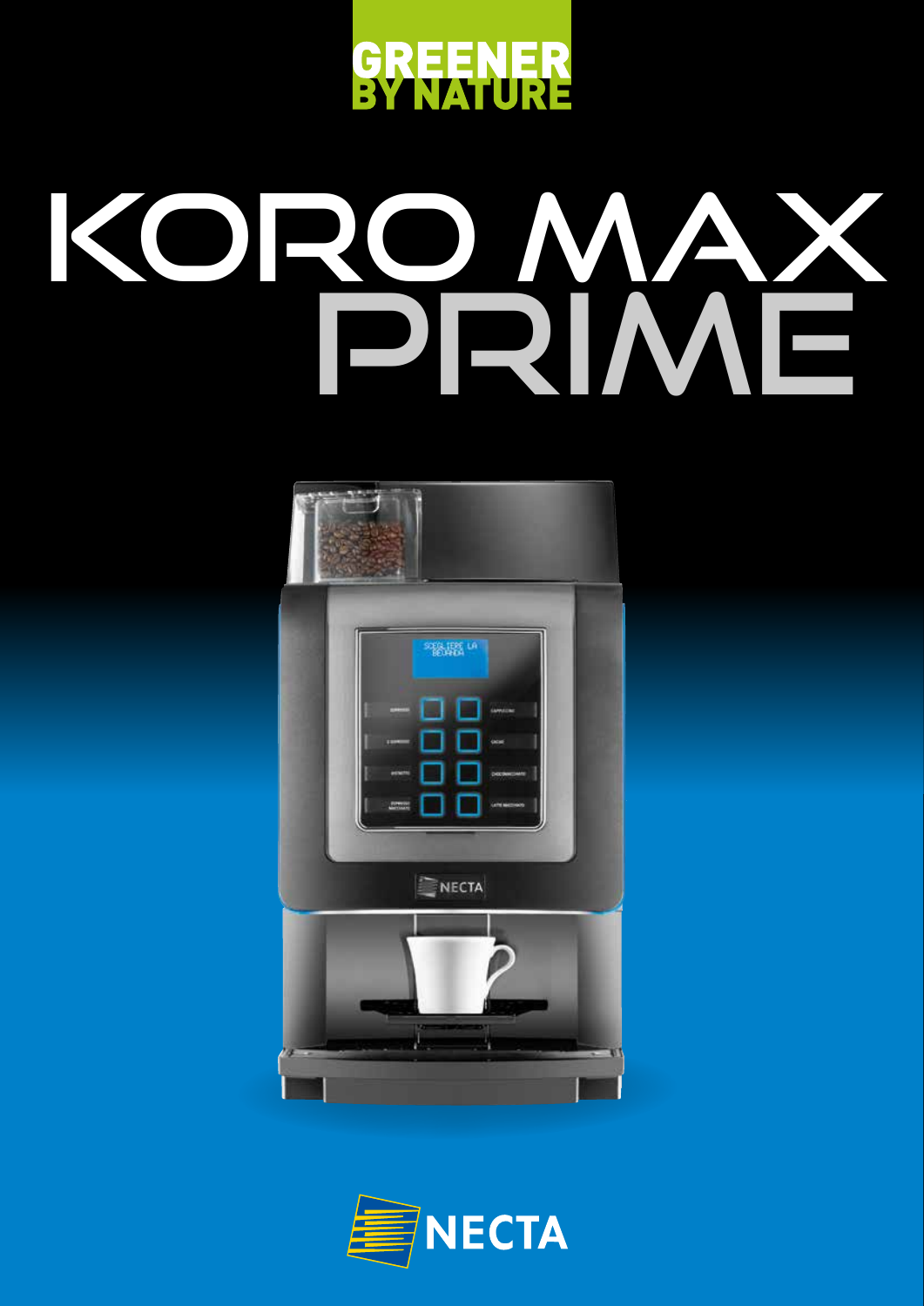GREENER BY NATURE

# KORO MAX PRIME

NECTA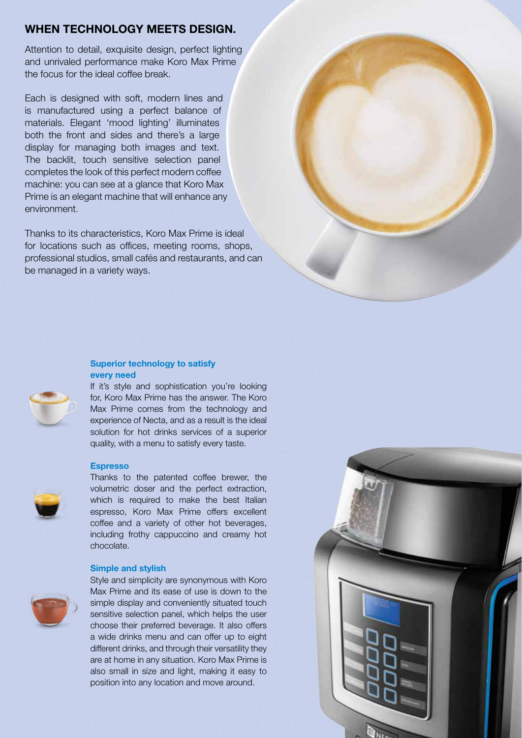## WHEN TECHNOLOGY MEETS DESIGN.

Attention to detail, exquisite design, perfect lighting and unrivaled performance make Koro Max Prime the focus for the ideal coffee break.

Each is designed with soft, modern lines and is manufactured using a perfect balance of materials. Elegant 'mood lighting' illuminates both the front and sides and there's a large display for managing both images and text. The backlit, touch sensitive selection panel completes the look of this perfect modern coffee machine: you can see at a glance that Koro Max Prime is an elegant machine that will enhance any environment.

Thanks to its characteristics, Koro Max Prime is ideal for locations such as offices, meeting rooms, shops, professional studios, small cafés and restaurants, and can be managed in a variety ways.

### Superior technology to satisfy every need

If it's style and sophistication you're looking for, Koro Max Prime has the answer. The Koro Max Prime comes from the technology and experience of Necta, and as a result is the ideal solution for hot drinks services of a superior quality, with a menu to satisfy every taste.

### Espresso

Thanks to the patented coffee brewer, the volumetric doser and the perfect extraction, which is required to make the best Italian espresso, Koro Max Prime offers excellent coffee and a variety of other hot beverages, including frothy cappuccino and creamy hot chocolate.

### Simple and stylish

Style and simplicity are synonymous with Koro Max Prime and its ease of use is down to the simple display and conveniently situated touch sensitive selection panel, which helps the user choose their preferred beverage. It also offers a wide drinks menu and can offer up to eight different drinks, and through their versatility they are at home in any situation. Koro Max Prime is also small in size and light, making it easy to position into any location and move around.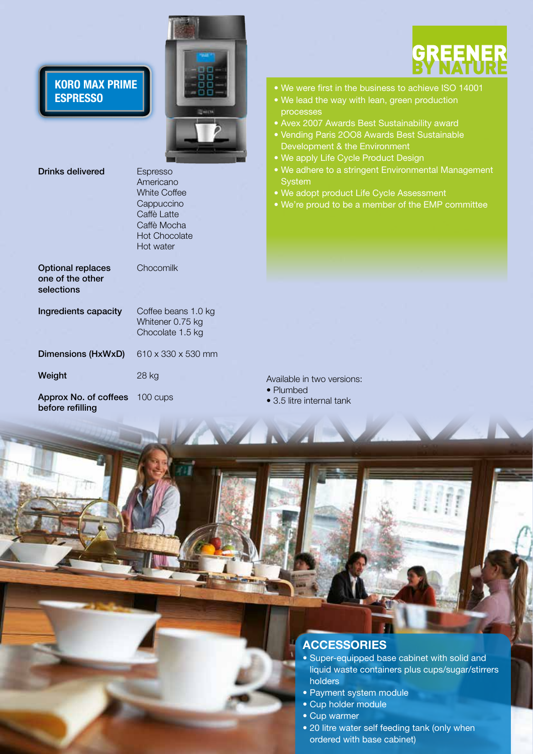## KORO MAX PRIME ESPRESSO

| | |
|---|---|
| **Drinks delivered** | Espresso<br>Americano<br>White Coffee<br>Cappuccino<br>Caffè Latte<br>Caffè Mocha<br>Hot Chocolate<br>Hot water |
| **Optional replaces one of the other selections** | Chocomilk |
| **Ingredients capacity** | Coffee beans 1.0 kg<br>Whitener 0.75 kg<br>Chocolate 1.5 kg |
| **Dimensions (HxWxD)** | 610 x 330 x 530 mm |
| **Weight** | 28 kg |
| **Approx No. of coffees before refilling** | 100 cups |

## GREENER BY NATURE

- We were first in the business to achieve ISO 14001
- We lead the way with lean, green production processes
- Avex 2007 Awards Best Sustainability award
- Vending Paris 2008 Awards Best Sustainable Development & the Environment
- We apply Life Cycle Product Design
- We adhere to a stringent Environmental Management System
- We adopt product Life Cycle Assessment
- We're proud to be a member of the EMP committee

Available in two versions:

- Plumbed
- 3.5 litre internal tank

## ACCESSORIES

- Super-equipped base cabinet with solid and liquid waste containers plus cups/sugar/stirrers holders
- Payment system module
- Cup holder module
- Cup warmer
- 20 litre water self feeding tank (only when ordered with base cabinet)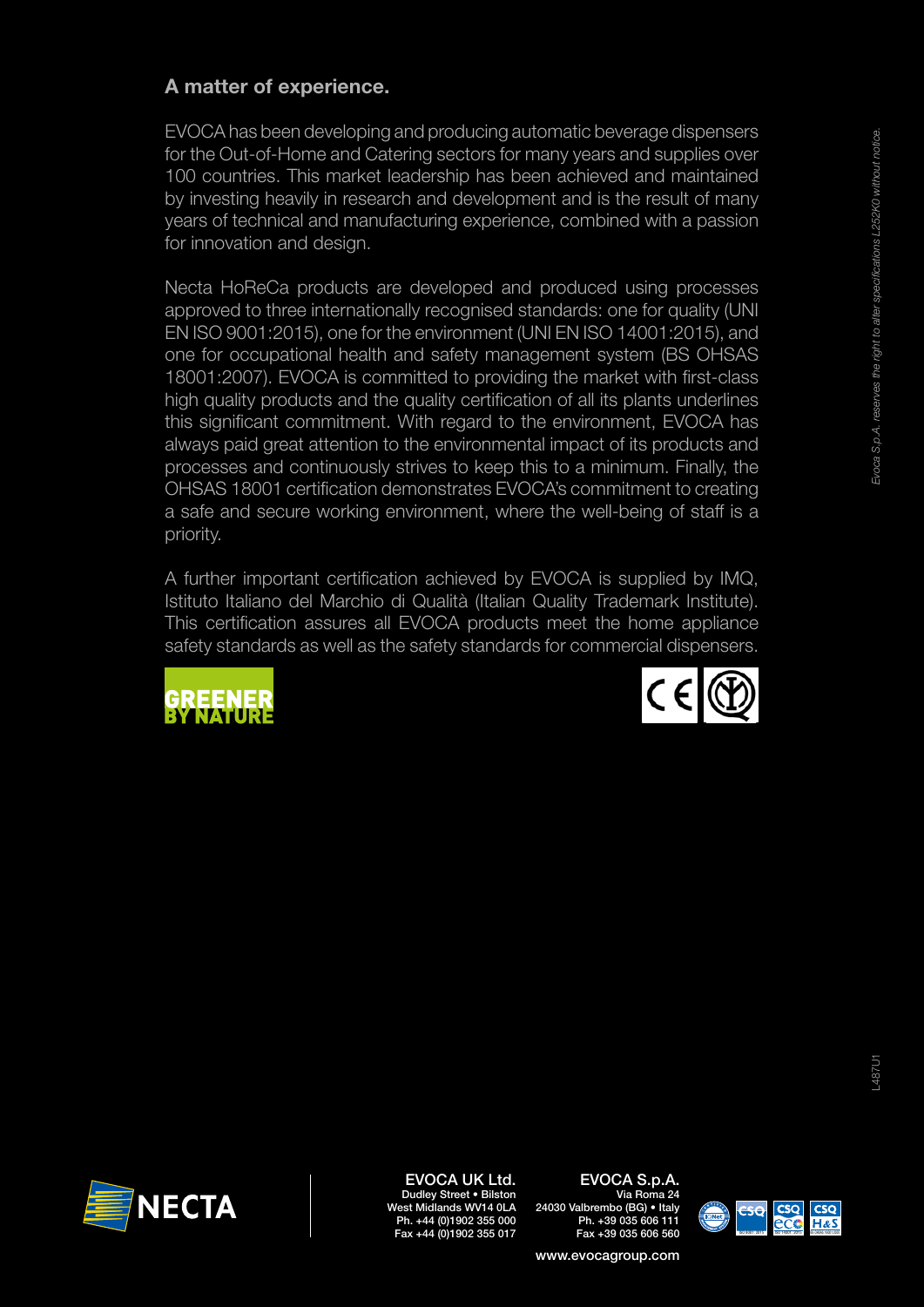## A matter of experience.

EVOCA has been developing and producing automatic beverage dispensers for the Out-of-Home and Catering sectors for many years and supplies over 100 countries. This market leadership has been achieved and maintained by investing heavily in research and development and is the result of many years of technical and manufacturing experience, combined with a passion for innovation and design.

Necta HoReCa products are developed and produced using processes approved to three internationally recognised standards: one for quality (UNI EN ISO 9001:2015), one for the environment (UNI EN ISO 14001:2015), and one for occupational health and safety management system (BS OHSAS 18001:2007). EVOCA is committed to providing the market with first-class high quality products and the quality certification of all its plants underlines this significant commitment. With regard to the environment, EVOCA has always paid great attention to the environmental impact of its products and processes and continuously strives to keep this to a minimum. Finally, the OHSAS 18001 certification demonstrates EVOCA's commitment to creating a safe and secure working environment, where the well-being of staff is a priority.

A further important certification achieved by EVOCA is supplied by IMQ, Istituto Italiano del Marchio di Qualità (Italian Quality Trademark Institute). This certification assures all EVOCA products meet the home appliance safety standards as well as the safety standards for commercial dispensers.

GREENER BY NATURE

*Evoca S.p.A. reserves the right to alter specifications L252K0 without notice.*

L487U1

NECTA

**EVOCA UK Ltd.**
Dudley Street • Bilston
West Midlands WV14 0LA
Ph. +44 (0)1902 355 000
Fax +44 (0)1902 355 017

**EVOCA S.p.A.**
Via Roma 24
24030 Valbrembo (BG) • Italy
Ph. +39 035 606 111
Fax +39 035 606 560

www.evocagroup.com